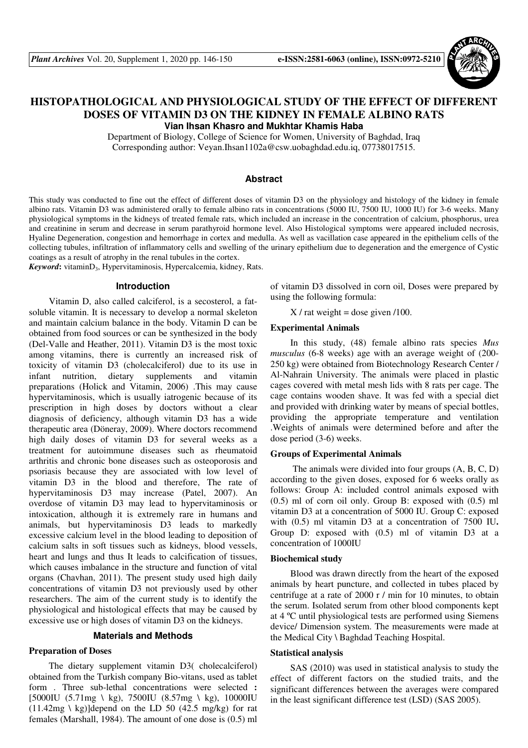# HISTOPATHOLOGICAL AND PHYSIOLOGICAL STUDY OF THE EFFECT OF DIFFERENT DOSES OF VITAMIN D3 ON THE KIDNEY IN FEMALE ALBINO RATS

**Vian Ihsan Khasro and Mukhtar Khamis Haba**

Department of Biology, College of Science for Women, University of Baghdad, Iraq
Corresponding author: Veyan.Ihsan1102a@csw.uobaghdad.edu.iq, 07738017515.

## Abstract

This study was conducted to fine out the effect of different doses of vitamin D3 on the physiology and histology of the kidney in female albino rats. Vitamin D3 was administered orally to female albino rats in concentrations (5000 IU, 7500 IU, 1000 IU) for 3-6 weeks. Many physiological symptoms in the kidneys of treated female rats, which included an increase in the concentration of calcium, phosphorus, urea and creatinine in serum and decrease in serum parathyroid hormone level. Also Histological symptoms were appeared included necrosis, Hyaline Degeneration, congestion and hemorrhage in cortex and medulla. As well as vacillation case appeared in the epithelium cells of the collecting tubules, infiltration of inflammatory cells and swelling of the urinary epithelium due to degeneration and the emergence of Cystic coatings as a result of atrophy in the renal tubules in the cortex.

***Keyword*:** vitamin$D_3$, Hypervitaminosis, Hypercalcemia, kidney, Rats.

## Introduction

Vitamin D, also called calciferol, is a secosterol, a fat-soluble vitamin. It is necessary to develop a normal skeleton and maintain calcium balance in the body. Vitamin D can be obtained from food sources or can be synthesized in the body (Del-Valle and Heather, 2011). Vitamin D3 is the most toxic among vitamins, there is currently an increased risk of toxicity of vitamin D3 (cholecalciferol) due to its use in infant nutrition, dietary supplements and vitamin preparations (Holick and Vitamin, 2006) .This may cause hypervitaminosis, which is usually iatrogenic because of its prescription in high doses by doctors without a clear diagnosis of deficiency, although vitamin D3 has a wide therapeutic area (Döneray, 2009). Where doctors recommend high daily doses of vitamin D3 for several weeks as a treatment for autoimmune diseases such as rheumatoid arthritis and chronic bone diseases such as osteoporosis and psoriasis because they are associated with low level of vitamin D3 in the blood and therefore, The rate of hypervitaminosis D3 may increase (Patel, 2007). An overdose of vitamin D3 may lead to hypervitaminosis or intoxication, although it is extremely rare in humans and animals, but hypervitaminosis D3 leads to markedly excessive calcium level in the blood leading to deposition of calcium salts in soft tissues such as kidneys, blood vessels, heart and lungs and thus It leads to calcification of tissues, which causes imbalance in the structure and function of vital organs (Chavhan, 2011). The present study used high daily concentrations of vitamin D3 not previously used by other researchers. The aim of the current study is to identify the physiological and histological effects that may be caused by excessive use or high doses of vitamin D3 on the kidneys.

## Materials and Methods

### Preparation of Doses

The dietary supplement vitamin D3( cholecalciferol) obtained from the Turkish company Bio-vitans, used as tablet form . Three sub-lethal concentrations were selected **:** [5000IU (5.71mg \ kg), 7500IU (8.57mg \ kg), 10000IU (11.42mg \ kg)]depend on the LD 50 (42.5 mg/kg) for rat females (Marshall, 1984). The amount of one dose is (0.5) ml of vitamin D3 dissolved in corn oil, Doses were prepared by using the following formula:

X / rat weight = dose given /100.

### Experimental Animals

In this study, (48) female albino rats species *Mus musculus* (6-8 weeks) age with an average weight of (200-250 kg) were obtained from Biotechnology Research Center / Al-Nahrain University. The animals were placed in plastic cages covered with metal mesh lids with 8 rats per cage. The cage contains wooden shave. It was fed with a special diet and provided with drinking water by means of special bottles, providing the appropriate temperature and ventilation .Weights of animals were determined before and after the dose period (3-6) weeks.

### Groups of Experimental Animals

The animals were divided into four groups (A, B, C, D) according to the given doses, exposed for 6 weeks orally as follows: Group A: included control animals exposed with (0.5) ml of corn oil only. Group B: exposed with (0.5) ml vitamin D3 at a concentration of 5000 IU. Group C: exposed with (0.5) ml vitamin D3 at a concentration of 7500 IU**.** Group D: exposed with (0.5) ml of vitamin D3 at a concentration of 1000IU

### Biochemical study

Blood was drawn directly from the heart of the exposed animals by heart puncture, and collected in tubes placed by centrifuge at a rate of 2000 r / min for 10 minutes, to obtain the serum. Isolated serum from other blood components kept at 4 ºC until physiological tests are performed using Siemens device/ Dimension system. The measurements were made at the Medical City \ Baghdad Teaching Hospital.

### Statistical analysis

SAS (2010) was used in statistical analysis to study the effect of different factors on the studied traits, and the significant differences between the averages were compared in the least significant difference test (LSD) (SAS 2005).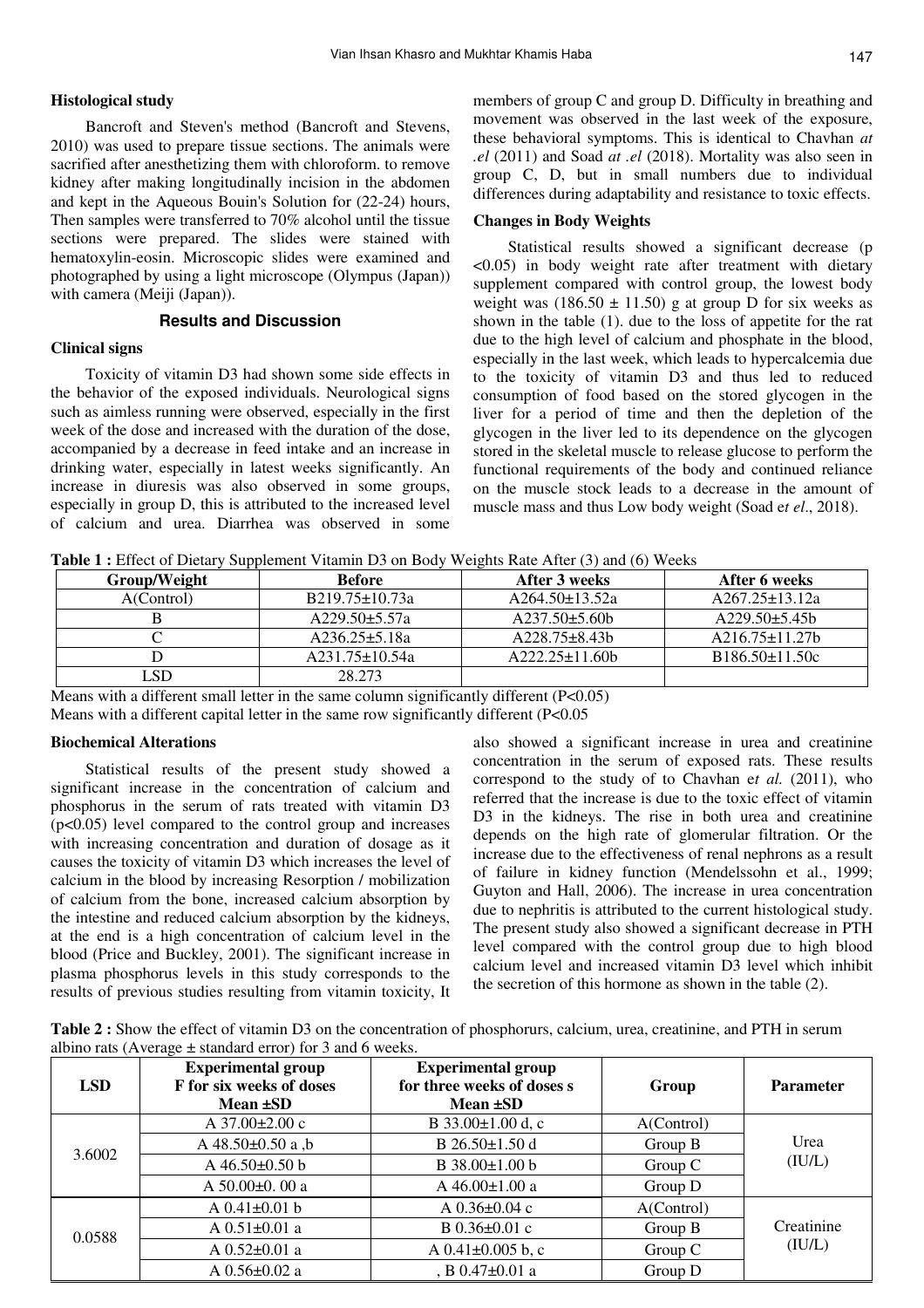### Histological study

Bancroft and Steven's method (Bancroft and Stevens, 2010) was used to prepare tissue sections. The animals were sacrified after anesthetizing them with chloroform. to remove kidney after making longitudinally incision in the abdomen and kept in the Aqueous Bouin's Solution for (22-24) hours, Then samples were transferred to 70% alcohol until the tissue sections were prepared. The slides were stained with hematoxylin-eosin. Microscopic slides were examined and photographed by using a light microscope (Olympus (Japan)) with camera (Meiji (Japan)).

## Results and Discussion

### Clinical signs

Toxicity of vitamin D3 had shown some side effects in the behavior of the exposed individuals. Neurological signs such as aimless running were observed, especially in the first week of the dose and increased with the duration of the dose, accompanied by a decrease in feed intake and an increase in drinking water, especially in latest weeks significantly. An increase in diuresis was also observed in some groups, especially in group D, this is attributed to the increased level of calcium and urea. Diarrhea was observed in some members of group C and group D. Difficulty in breathing and movement was observed in the last week of the exposure, these behavioral symptoms. This is identical to Chavhan *at .el* (2011) and Soad *at .el* (2018). Mortality was also seen in group C, D, but in small numbers due to individual differences during adaptability and resistance to toxic effects.

### Changes in Body Weights

Statistical results showed a significant decrease ($p < 0.05$) in body weight rate after treatment with dietary supplement compared with control group, the lowest body weight was (186.50 ± 11.50) g at group D for six weeks as shown in the table (1). due to the loss of appetite for the rat due to the high level of calcium and phosphate in the blood, especially in the last week, which leads to hypercalcemia due to the toxicity of vitamin D3 and thus led to reduced consumption of food based on the stored glycogen in the liver for a period of time and then the depletion of the glycogen in the liver led to its dependence on the glycogen stored in the skeletal muscle to release glucose to perform the functional requirements of the body and continued reliance on the muscle stock leads to a decrease in the amount of muscle mass and thus Low body weight (Soad e*t el*., 2018).

**Table 1 :** Effect of Dietary Supplement Vitamin D3 on Body Weights Rate After (3) and (6) Weeks

| Group/Weight | Before | After 3 weeks | After 6 weeks |
|---|---|---|---|
| A(Control) | B219.75±10.73a | A264.50±13.52a | A267.25±13.12a |
| B | A229.50±5.57a | A237.50±5.60b | A229.50±5.45b |
| C | A236.25±5.18a | A228.75±8.43b | A216.75±11.27b |
| D | A231.75±10.54a | A222.25±11.60b | B186.50±11.50c |
| LSD | 28.273 | | |

Means with a different small letter in the same column significantly different (P<0.05)
Means with a different capital letter in the same row significantly different (P<0.05

### Biochemical Alterations

Statistical results of the present study showed a significant increase in the concentration of calcium and phosphorus in the serum of rats treated with vitamin D3 ($p<0.05$) level compared to the control group and increases with increasing concentration and duration of dosage as it causes the toxicity of vitamin D3 which increases the level of calcium in the blood by increasing Resorption / mobilization of calcium from the bone, increased calcium absorption by the intestine and reduced calcium absorption by the kidneys, at the end is a high concentration of calcium level in the blood (Price and Buckley, 2001). The significant increase in plasma phosphorus levels in this study corresponds to the results of previous studies resulting from vitamin toxicity, It also showed a significant increase in urea and creatinine concentration in the serum of exposed rats. These results correspond to the study of to Chavhan e*t al.* (2011), who referred that the increase is due to the toxic effect of vitamin D3 in the kidneys. The rise in both urea and creatinine depends on the high rate of glomerular filtration. Or the increase due to the effectiveness of renal nephrons as a result of failure in kidney function (Mendelssohn et al., 1999; Guyton and Hall, 2006). The increase in urea concentration due to nephritis is attributed to the current histological study. The present study also showed a significant decrease in PTH level compared with the control group due to high blood calcium level and increased vitamin D3 level which inhibit the secretion of this hormone as shown in the table (2).

**Table 2 :** Show the effect of vitamin D3 on the concentration of phosphorurs, calcium, urea, creatinine, and PTH in serum albino rats (Average ± standard error) for 3 and 6 weeks.

| LSD | Experimental group F for six weeks of doses Mean ±SD | Experimental group for three weeks of doses s Mean ±SD | Group | Parameter |
|---|---|---|---|---|
| 3.6002 | A 37.00±2.00 c | B 33.00±1.00 d, c | A(Control) | Urea (IU/L) |
| | A 48.50±0.50 a ,b | B 26.50±1.50 d | Group B | |
| | A 46.50±0.50 b | B 38.00±1.00 b | Group C | |
| | A 50.00±0. 00 a | A 46.00±1.00 a | Group D | |
| 0.0588 | A 0.41±0.01 b | A 0.36±0.04 c | A(Control) | Creatinine (IU/L) |
| | A 0.51±0.01 a | B 0.36±0.01 c | Group B | |
| | A 0.52±0.01 a | A 0.41±0.005 b, c | Group C | |
| | A 0.56±0.02 a | , B 0.47±0.01 a | Group D | |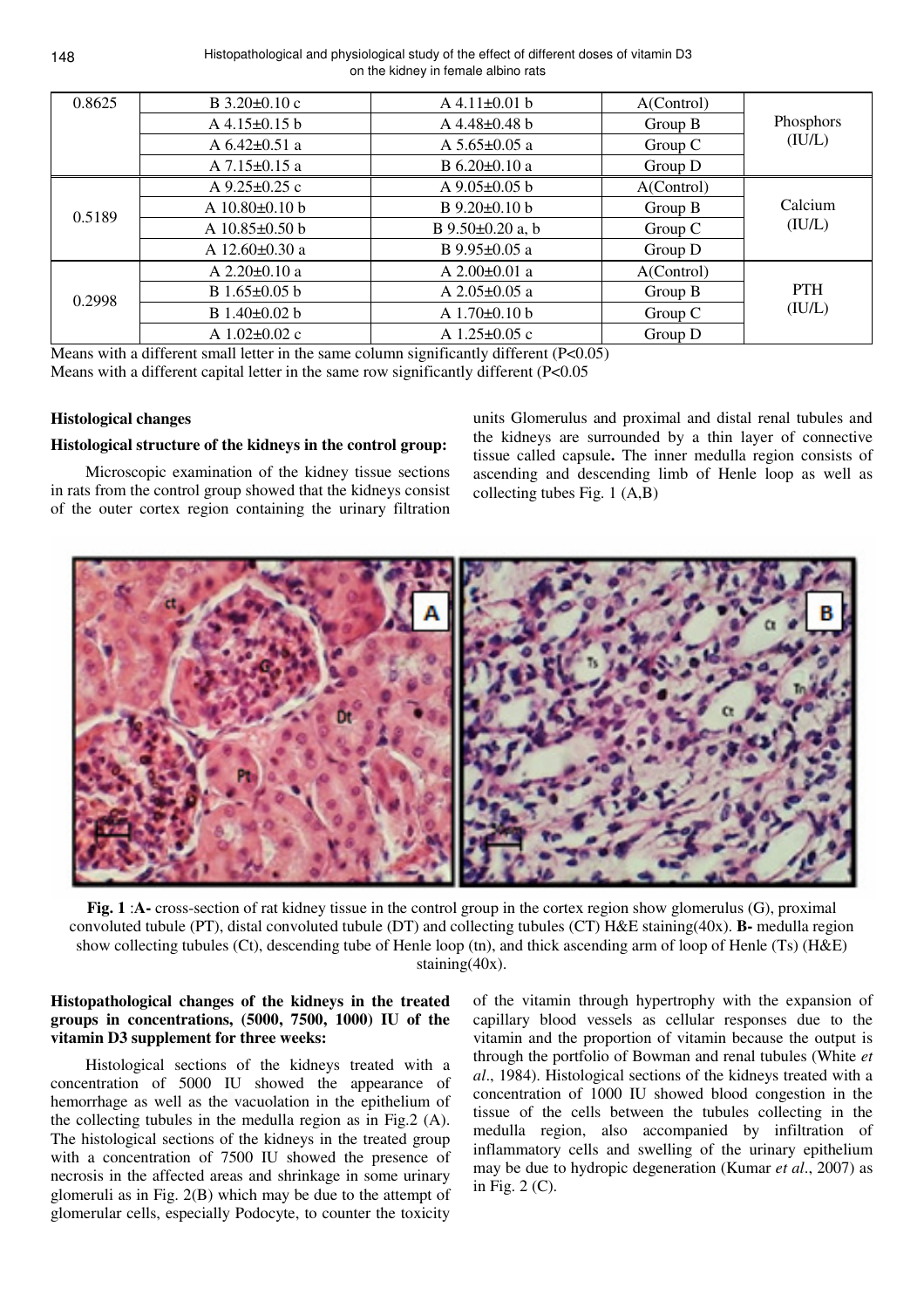| 0.8625 | B 3.20±0.10 c | A 4.11±0.01 b | A(Control) | Phosphors (IU/L) |
|---|---|---|---|---|
| | A 4.15±0.15 b | A 4.48±0.48 b | Group B | |
| | A 6.42±0.51 a | A 5.65±0.05 a | Group C | |
| | A 7.15±0.15 a | B 6.20±0.10 a | Group D | |
| 0.5189 | A 9.25±0.25 c | A 9.05±0.05 b | A(Control) | Calcium (IU/L) |
| | A 10.80±0.10 b | B 9.20±0.10 b | Group B | |
| | A 10.85±0.50 b | B 9.50±0.20 a, b | Group C | |
| | A 12.60±0.30 a | B 9.95±0.05 a | Group D | |
| 0.2998 | A 2.20±0.10 a | A 2.00±0.01 a | A(Control) | PTH (IU/L) |
| | B 1.65±0.05 b | A 2.05±0.05 a | Group B | |
| | B 1.40±0.02 b | A 1.70±0.10 b | Group C | |
| | A 1.02±0.02 c | A 1.25±0.05 c | Group D | |

Means with a different small letter in the same column significantly different ($P<0.05$)
Means with a different capital letter in the same row significantly different (P<0.05

### Histological changes

#### Histological structure of the kidneys in the control group:

Microscopic examination of the kidney tissue sections in rats from the control group showed that the kidneys consist of the outer cortex region containing the urinary filtration units Glomerulus and proximal and distal renal tubules and the kidneys are surrounded by a thin layer of connective tissue called capsule**.** The inner medulla region consists of ascending and descending limb of Henle loop as well as collecting tubes Fig. 1 (A,B)

**Fig. 1** :**A-** cross-section of rat kidney tissue in the control group in the cortex region show glomerulus (G), proximal convoluted tubule (PT), distal convoluted tubule (DT) and collecting tubules (CT) H&E staining(40x). **B-** medulla region show collecting tubules (Ct), descending tube of Henle loop (tn), and thick ascending arm of loop of Henle (Ts) (H&E) staining(40x).

#### Histopathological changes of the kidneys in the treated groups in concentrations, (5000, 7500, 1000) IU of the vitamin D3 supplement for three weeks:

Histological sections of the kidneys treated with a concentration of 5000 IU showed the appearance of hemorrhage as well as the vacuolation in the epithelium of the collecting tubules in the medulla region as in Fig.2 (A). The histological sections of the kidneys in the treated group with a concentration of 7500 IU showed the presence of necrosis in the affected areas and shrinkage in some urinary glomeruli as in Fig. 2(B) which may be due to the attempt of glomerular cells, especially Podocyte, to counter the toxicity of the vitamin through hypertrophy with the expansion of capillary blood vessels as cellular responses due to the vitamin and the proportion of vitamin because the output is through the portfolio of Bowman and renal tubules (White *et al*., 1984). Histological sections of the kidneys treated with a concentration of 1000 IU showed blood congestion in the tissue of the cells between the tubules collecting in the medulla region, also accompanied by infiltration of inflammatory cells and swelling of the urinary epithelium may be due to hydropic degeneration (Kumar *et al*., 2007) as in Fig. 2 (C).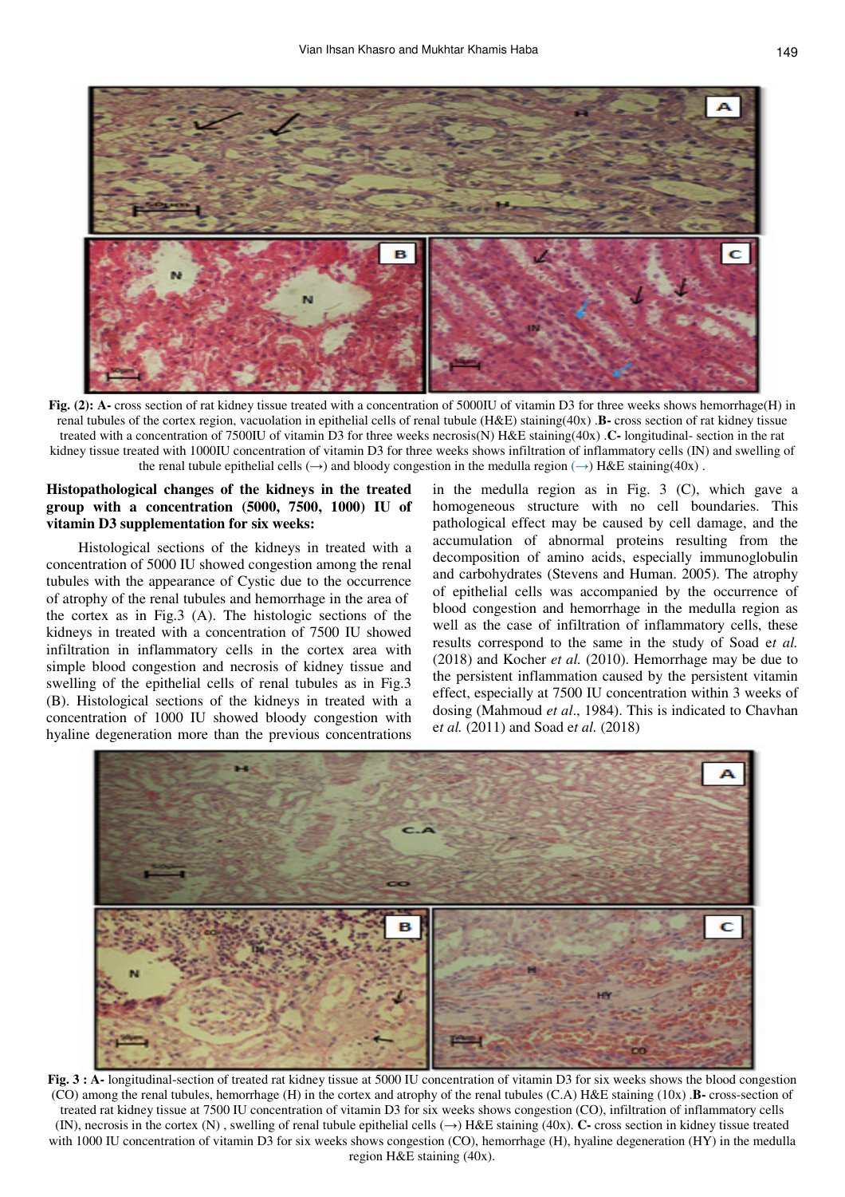**Fig. (2): A-** cross section of rat kidney tissue treated with a concentration of 5000IU of vitamin D3 for three weeks shows hemorrhage(H) in renal tubules of the cortex region, vacuolation in epithelial cells of renal tubule (H&E) staining(40x) .**B-** cross section of rat kidney tissue treated with a concentration of 7500IU of vitamin D3 for three weeks necrosis(N) H&E staining(40x) .**C-** longitudinal- section in the rat kidney tissue treated with 1000IU concentration of vitamin D3 for three weeks shows infiltration of inflammatory cells (IN) and swelling of the renal tubule epithelial cells (→) and bloody congestion in the medulla region (→) H&E staining(40x) .

**Histopathological changes of the kidneys in the treated group with a concentration (5000, 7500, 1000) IU of vitamin D3 supplementation for six weeks:**

Histological sections of the kidneys in treated with a concentration of 5000 IU showed congestion among the renal tubules with the appearance of Cystic due to the occurrence of atrophy of the renal tubules and hemorrhage in the area of the cortex as in Fig.3 (A). The histologic sections of the kidneys in treated with a concentration of 7500 IU showed infiltration in inflammatory cells in the cortex area with simple blood congestion and necrosis of kidney tissue and swelling of the epithelial cells of renal tubules as in Fig.3 (B). Histological sections of the kidneys in treated with a concentration of 1000 IU showed bloody congestion with hyaline degeneration more than the previous concentrations in the medulla region as in Fig. 3 (C), which gave a homogeneous structure with no cell boundaries. This pathological effect may be caused by cell damage, and the accumulation of abnormal proteins resulting from the decomposition of amino acids, especially immunoglobulin and carbohydrates (Stevens and Human. 2005). The atrophy of epithelial cells was accompanied by the occurrence of blood congestion and hemorrhage in the medulla region as well as the case of infiltration of inflammatory cells, these results correspond to the same in the study of Soad e*t al.* (2018) and Kocher *et al.* (2010). Hemorrhage may be due to the persistent inflammation caused by the persistent vitamin effect, especially at 7500 IU concentration within 3 weeks of dosing (Mahmoud *et al*., 1984). This is indicated to Chavhan e*t al.* (2011) and Soad e*t al.* (2018)

**Fig. 3 : A-** longitudinal-section of treated rat kidney tissue at 5000 IU concentration of vitamin D3 for six weeks shows the blood congestion (CO) among the renal tubules, hemorrhage (H) in the cortex and atrophy of the renal tubules (C.A) H&E staining (10x) .**B-** cross-section of treated rat kidney tissue at 7500 IU concentration of vitamin D3 for six weeks shows congestion (CO), infiltration of inflammatory cells (IN), necrosis in the cortex (N) , swelling of renal tubule epithelial cells (→) H&E staining (40x). **C-** cross section in kidney tissue treated with 1000 IU concentration of vitamin D3 for six weeks shows congestion (CO), hemorrhage (H), hyaline degeneration (HY) in the medulla region H&E staining (40x).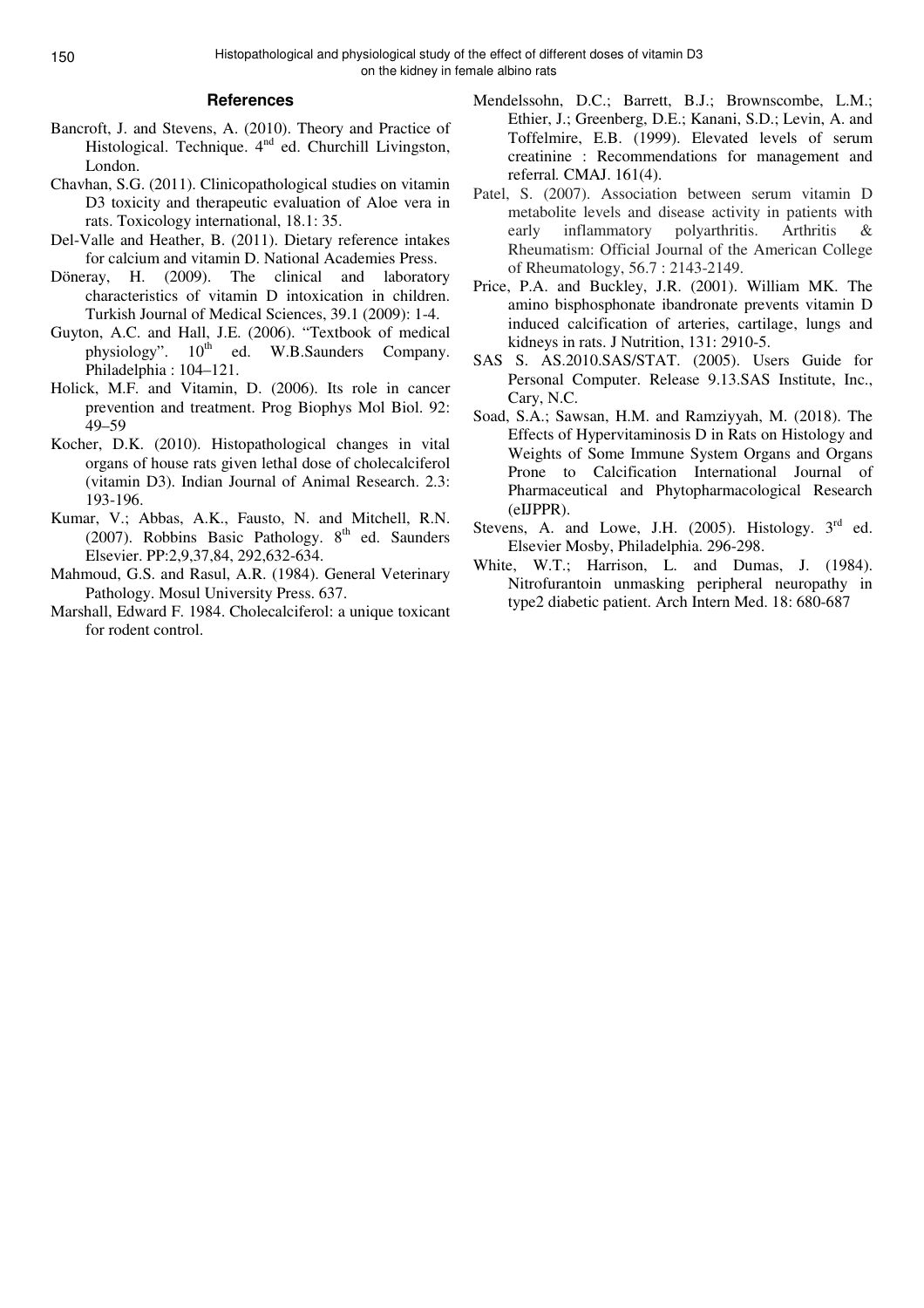## References

Bancroft, J. and Stevens, A. (2010). Theory and Practice of Histological. Technique. 4nd ed. Churchill Livingston, London.

Chavhan, S.G. (2011). Clinicopathological studies on vitamin D3 toxicity and therapeutic evaluation of Aloe vera in rats. Toxicology international, 18.1: 35.

Del-Valle and Heather, B. (2011). Dietary reference intakes for calcium and vitamin D. National Academies Press.

Döneray, H. (2009). The clinical and laboratory characteristics of vitamin D intoxication in children. Turkish Journal of Medical Sciences, 39.1 (2009): 1-4.

Guyton, A.C. and Hall, J.E. (2006). "Textbook of medical physiology". 10th ed. W.B.Saunders Company. Philadelphia : 104–121.

Holick, M.F. and Vitamin, D. (2006). Its role in cancer prevention and treatment. Prog Biophys Mol Biol. 92: 49–59

Kocher, D.K. (2010). Histopathological changes in vital organs of house rats given lethal dose of cholecalciferol (vitamin D3). Indian Journal of Animal Research. 2.3: 193-196.

Kumar, V.; Abbas, A.K., Fausto, N. and Mitchell, R.N. (2007). Robbins Basic Pathology. 8th ed. Saunders Elsevier. PP:2,9,37,84, 292,632-634.

Mahmoud, G.S. and Rasul, A.R. (1984). General Veterinary Pathology. Mosul University Press. 637.

Marshall, Edward F. 1984. Cholecalciferol: a unique toxicant for rodent control.

Mendelssohn, D.C.; Barrett, B.J.; Brownscombe, L.M.; Ethier, J.; Greenberg, D.E.; Kanani, S.D.; Levin, A. and Toffelmire, E.B. (1999). Elevated levels of serum creatinine : Recommendations for management and referral. CMAJ. 161(4).

Patel, S. (2007). Association between serum vitamin D metabolite levels and disease activity in patients with early inflammatory polyarthritis. Arthritis & Rheumatism: Official Journal of the American College of Rheumatology, 56.7 : 2143-2149.

Price, P.A. and Buckley, J.R. (2001). William MK. The amino bisphosphonate ibandronate prevents vitamin D induced calcification of arteries, cartilage, lungs and kidneys in rats. J Nutrition, 131: 2910-5.

SAS S. AS.2010.SAS/STAT. (2005). Users Guide for Personal Computer. Release 9.13.SAS Institute, Inc., Cary, N.C.

Soad, S.A.; Sawsan, H.M. and Ramziyyah, M. (2018). The Effects of Hypervitaminosis D in Rats on Histology and Weights of Some Immune System Organs and Organs Prone to Calcification International Journal of Pharmaceutical and Phytopharmacological Research (eIJPPR).

Stevens, A. and Lowe, J.H. (2005). Histology. 3rd ed. Elsevier Mosby, Philadelphia. 296-298.

White, W.T.; Harrison, L. and Dumas, J. (1984). Nitrofurantoin unmasking peripheral neuropathy in type2 diabetic patient. Arch Intern Med. 18: 680-687